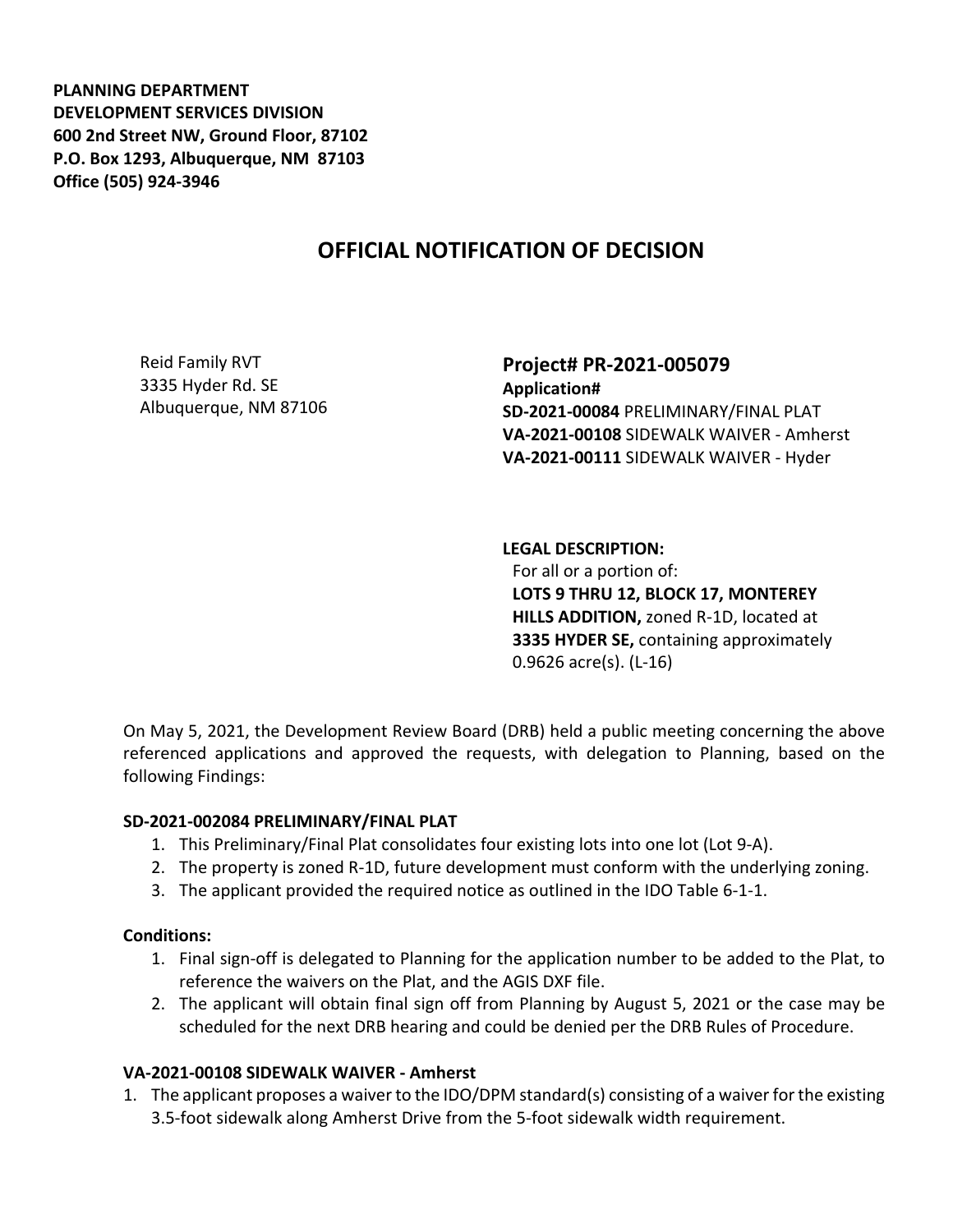**PLANNING DEPARTMENT**
**DEVELOPMENT SERVICES DIVISION**
**600 2nd Street NW, Ground Floor, 87102**
**P.O. Box 1293, Albuquerque, NM 87103**
**Office (505) 924-3946**

# OFFICIAL NOTIFICATION OF DECISION

Reid Family RVT
3335 Hyder Rd. SE
Albuquerque, NM 87106

**Project# PR-2021-005079**
**Application#**
**SD-2021-00084** PRELIMINARY/FINAL PLAT
**VA-2021-00108** SIDEWALK WAIVER - Amherst
**VA-2021-00111** SIDEWALK WAIVER - Hyder

**LEGAL DESCRIPTION:**
For all or a portion of:
**LOTS 9 THRU 12, BLOCK 17, MONTEREY HILLS ADDITION,** zoned R-1D, located at **3335 HYDER SE,** containing approximately 0.9626 acre(s). (L-16)

On May 5, 2021, the Development Review Board (DRB) held a public meeting concerning the above referenced applications and approved the requests, with delegation to Planning, based on the following Findings:

**SD-2021-002084 PRELIMINARY/FINAL PLAT**

1. This Preliminary/Final Plat consolidates four existing lots into one lot (Lot 9-A).
2. The property is zoned R-1D, future development must conform with the underlying zoning.
3. The applicant provided the required notice as outlined in the IDO Table 6-1-1.

**Conditions:**

1. Final sign-off is delegated to Planning for the application number to be added to the Plat, to reference the waivers on the Plat, and the AGIS DXF file.
2. The applicant will obtain final sign off from Planning by August 5, 2021 or the case may be scheduled for the next DRB hearing and could be denied per the DRB Rules of Procedure.

**VA-2021-00108 SIDEWALK WAIVER - Amherst**

1. The applicant proposes a waiver to the IDO/DPM standard(s) consisting of a waiver for the existing 3.5-foot sidewalk along Amherst Drive from the 5-foot sidewalk width requirement.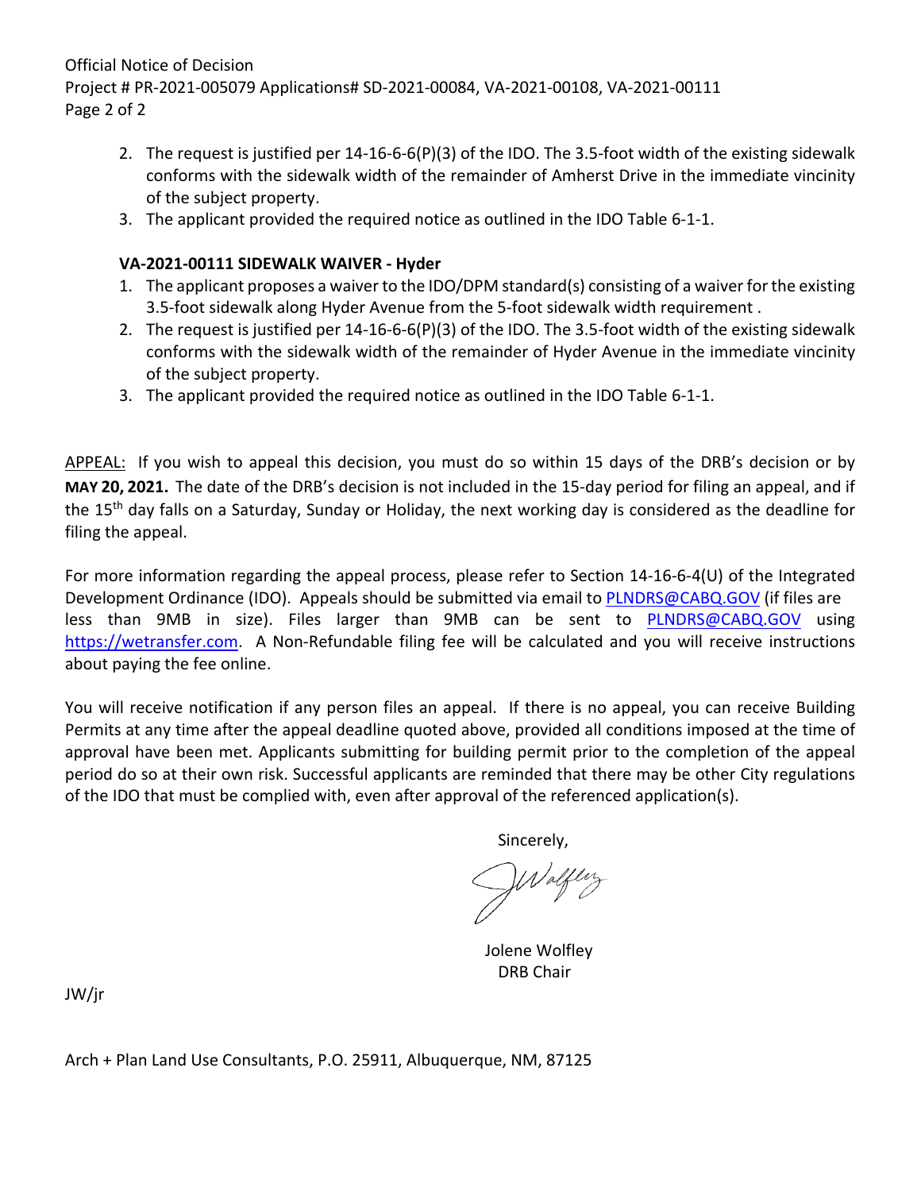2. The request is justified per 14-16-6-6(P)(3) of the IDO. The 3.5-foot width of the existing sidewalk conforms with the sidewalk width of the remainder of Amherst Drive in the immediate vicinity of the subject property.
3. The applicant provided the required notice as outlined in the IDO Table 6-1-1.

**VA-2021-00111 SIDEWALK WAIVER - Hyder**

1. The applicant proposes a waiver to the IDO/DPM standard(s) consisting of a waiver for the existing 3.5-foot sidewalk along Hyder Avenue from the 5-foot sidewalk width requirement .
2. The request is justified per 14-16-6-6(P)(3) of the IDO. The 3.5-foot width of the existing sidewalk conforms with the sidewalk width of the remainder of Hyder Avenue in the immediate vicinity of the subject property.
3. The applicant provided the required notice as outlined in the IDO Table 6-1-1.

APPEAL: If you wish to appeal this decision, you must do so within 15 days of the DRB's decision or by **MAY 20, 2021.** The date of the DRB's decision is not included in the 15-day period for filing an appeal, and if the 15th day falls on a Saturday, Sunday or Holiday, the next working day is considered as the deadline for filing the appeal.

For more information regarding the appeal process, please refer to Section 14-16-6-4(U) of the Integrated Development Ordinance (IDO). Appeals should be submitted via email to PLNDRS@CABQ.GOV (if files are less than 9MB in size). Files larger than 9MB can be sent to PLNDRS@CABQ.GOV using https://wetransfer.com. A Non-Refundable filing fee will be calculated and you will receive instructions about paying the fee online.

You will receive notification if any person files an appeal. If there is no appeal, you can receive Building Permits at any time after the appeal deadline quoted above, provided all conditions imposed at the time of approval have been met. Applicants submitting for building permit prior to the completion of the appeal period do so at their own risk. Successful applicants are reminded that there may be other City regulations of the IDO that must be complied with, even after approval of the referenced application(s).

Sincerely,

JWolfley

Jolene Wolfley
DRB Chair

JW/jr

Arch + Plan Land Use Consultants, P.O. 25911, Albuquerque, NM, 87125